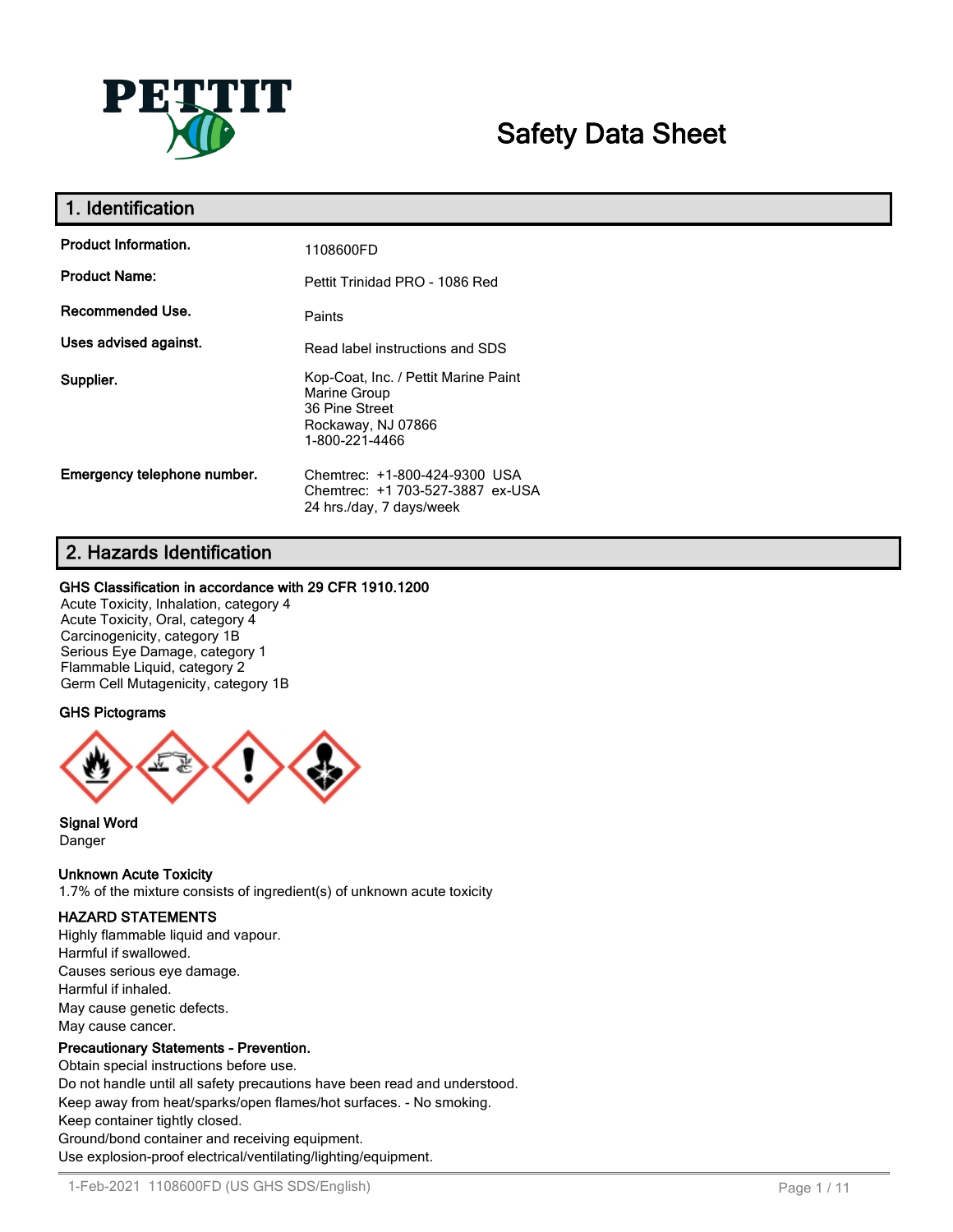PETTIT

# Safety Data Sheet

## 1. Identification

| | |
|---|---|
| **Product Information.** | 1108600FD |
| **Product Name:** | Pettit Trinidad PRO - 1086 Red |
| **Recommended Use.** | Paints |
| **Uses advised against.** | Read label instructions and SDS |
| **Supplier.** | Kop-Coat, Inc. / Pettit Marine Paint<br>Marine Group<br>36 Pine Street<br>Rockaway, NJ 07866<br>1-800-221-4466 |
| **Emergency telephone number.** | Chemtrec: +1-800-424-9300 USA<br>Chemtrec: +1 703-527-3887 ex-USA<br>24 hrs./day, 7 days/week |

## 2. Hazards Identification

**GHS Classification in accordance with 29 CFR 1910.1200**

Acute Toxicity, Inhalation, category 4
Acute Toxicity, Oral, category 4
Carcinogenicity, category 1B
Serious Eye Damage, category 1
Flammable Liquid, category 2
Germ Cell Mutagenicity, category 1B

**GHS Pictograms**

**Signal Word**
Danger

**Unknown Acute Toxicity**
1.7% of the mixture consists of ingredient(s) of unknown acute toxicity

**HAZARD STATEMENTS**

Highly flammable liquid and vapour.
Harmful if swallowed.
Causes serious eye damage.
Harmful if inhaled.
May cause genetic defects.
May cause cancer.

**Precautionary Statements - Prevention.**

Obtain special instructions before use.
Do not handle until all safety precautions have been read and understood.
Keep away from heat/sparks/open flames/hot surfaces. - No smoking.
Keep container tightly closed.
Ground/bond container and receiving equipment.
Use explosion-proof electrical/ventilating/lighting/equipment.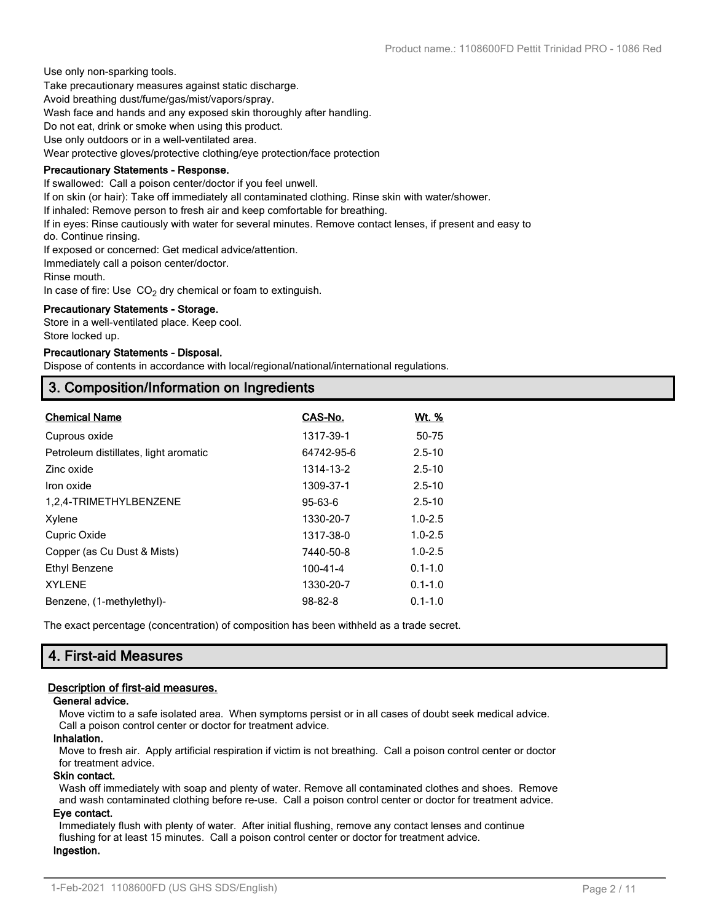Use only non-sparking tools.
Take precautionary measures against static discharge.
Avoid breathing dust/fume/gas/mist/vapors/spray.
Wash face and hands and any exposed skin thoroughly after handling.
Do not eat, drink or smoke when using this product.
Use only outdoors or in a well-ventilated area.
Wear protective gloves/protective clothing/eye protection/face protection

**Precautionary Statements - Response.**

If swallowed: Call a poison center/doctor if you feel unwell.
If on skin (or hair): Take off immediately all contaminated clothing. Rinse skin with water/shower.
If inhaled: Remove person to fresh air and keep comfortable for breathing.
If in eyes: Rinse cautiously with water for several minutes. Remove contact lenses, if present and easy to do. Continue rinsing.
If exposed or concerned: Get medical advice/attention.
Immediately call a poison center/doctor.
Rinse mouth.
In case of fire: Use $CO_2$ dry chemical or foam to extinguish.

**Precautionary Statements - Storage.**

Store in a well-ventilated place. Keep cool.
Store locked up.

**Precautionary Statements - Disposal.**

Dispose of contents in accordance with local/regional/national/international regulations.

## 3. Composition/Information on Ingredients

| Chemical Name | CAS-No. | Wt. % |
|---|---|---|
| Cuprous oxide | 1317-39-1 | 50-75 |
| Petroleum distillates, light aromatic | 64742-95-6 | 2.5-10 |
| Zinc oxide | 1314-13-2 | 2.5-10 |
| Iron oxide | 1309-37-1 | 2.5-10 |
| 1,2,4-TRIMETHYLBENZENE | 95-63-6 | 2.5-10 |
| Xylene | 1330-20-7 | 1.0-2.5 |
| Cupric Oxide | 1317-38-0 | 1.0-2.5 |
| Copper (as Cu Dust & Mists) | 7440-50-8 | 1.0-2.5 |
| Ethyl Benzene | 100-41-4 | 0.1-1.0 |
| XYLENE | 1330-20-7 | 0.1-1.0 |
| Benzene, (1-methylethyl)- | 98-82-8 | 0.1-1.0 |

The exact percentage (concentration) of composition has been withheld as a trade secret.

## 4. First-aid Measures

**Description of first-aid measures.**

**General advice.**

Move victim to a safe isolated area. When symptoms persist or in all cases of doubt seek medical advice. Call a poison control center or doctor for treatment advice.

**Inhalation.**

Move to fresh air. Apply artificial respiration if victim is not breathing. Call a poison control center or doctor for treatment advice.

**Skin contact.**

Wash off immediately with soap and plenty of water. Remove all contaminated clothes and shoes. Remove and wash contaminated clothing before re-use. Call a poison control center or doctor for treatment advice.

**Eye contact.**

Immediately flush with plenty of water. After initial flushing, remove any contact lenses and continue flushing for at least 15 minutes. Call a poison control center or doctor for treatment advice.

**Ingestion.**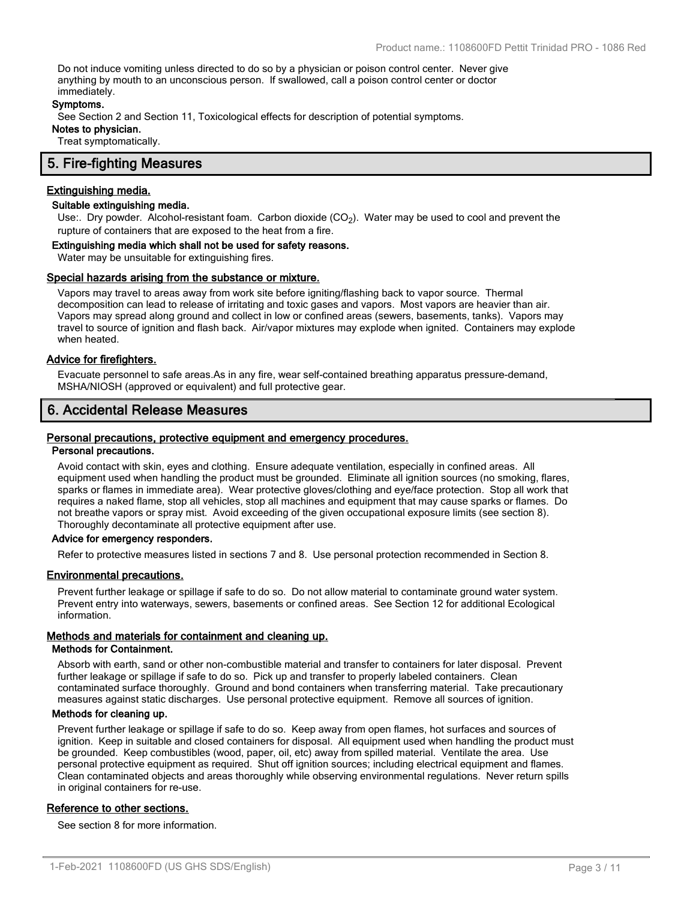Do not induce vomiting unless directed to do so by a physician or poison control center. Never give anything by mouth to an unconscious person. If swallowed, call a poison control center or doctor immediately.

**Symptoms.**

See Section 2 and Section 11, Toxicological effects for description of potential symptoms.

**Notes to physician.**

Treat symptomatically.

## 5. Fire-fighting Measures

### Extinguishing media.

**Suitable extinguishing media.**

Use:. Dry powder. Alcohol-resistant foam. Carbon dioxide ($CO_2$). Water may be used to cool and prevent the rupture of containers that are exposed to the heat from a fire.

**Extinguishing media which shall not be used for safety reasons.**

Water may be unsuitable for extinguishing fires.

### Special hazards arising from the substance or mixture.

Vapors may travel to areas away from work site before igniting/flashing back to vapor source. Thermal decomposition can lead to release of irritating and toxic gases and vapors. Most vapors are heavier than air. Vapors may spread along ground and collect in low or confined areas (sewers, basements, tanks). Vapors may travel to source of ignition and flash back. Air/vapor mixtures may explode when ignited. Containers may explode when heated.

### Advice for firefighters.

Evacuate personnel to safe areas.As in any fire, wear self-contained breathing apparatus pressure-demand, MSHA/NIOSH (approved or equivalent) and full protective gear.

## 6. Accidental Release Measures

### Personal precautions, protective equipment and emergency procedures.

**Personal precautions.**

Avoid contact with skin, eyes and clothing. Ensure adequate ventilation, especially in confined areas. All equipment used when handling the product must be grounded. Eliminate all ignition sources (no smoking, flares, sparks or flames in immediate area). Wear protective gloves/clothing and eye/face protection. Stop all work that requires a naked flame, stop all vehicles, stop all machines and equipment that may cause sparks or flames. Do not breathe vapors or spray mist. Avoid exceeding of the given occupational exposure limits (see section 8). Thoroughly decontaminate all protective equipment after use.

**Advice for emergency responders.**

Refer to protective measures listed in sections 7 and 8. Use personal protection recommended in Section 8.

### Environmental precautions.

Prevent further leakage or spillage if safe to do so. Do not allow material to contaminate ground water system. Prevent entry into waterways, sewers, basements or confined areas. See Section 12 for additional Ecological information.

### Methods and materials for containment and cleaning up.

**Methods for Containment.**

Absorb with earth, sand or other non-combustible material and transfer to containers for later disposal. Prevent further leakage or spillage if safe to do so. Pick up and transfer to properly labeled containers. Clean contaminated surface thoroughly. Ground and bond containers when transferring material. Take precautionary measures against static discharges. Use personal protective equipment. Remove all sources of ignition.

**Methods for cleaning up.**

Prevent further leakage or spillage if safe to do so. Keep away from open flames, hot surfaces and sources of ignition. Keep in suitable and closed containers for disposal. All equipment used when handling the product must be grounded. Keep combustibles (wood, paper, oil, etc) away from spilled material. Ventilate the area. Use personal protective equipment as required. Shut off ignition sources; including electrical equipment and flames. Clean contaminated objects and areas thoroughly while observing environmental regulations. Never return spills in original containers for re-use.

### Reference to other sections.

See section 8 for more information.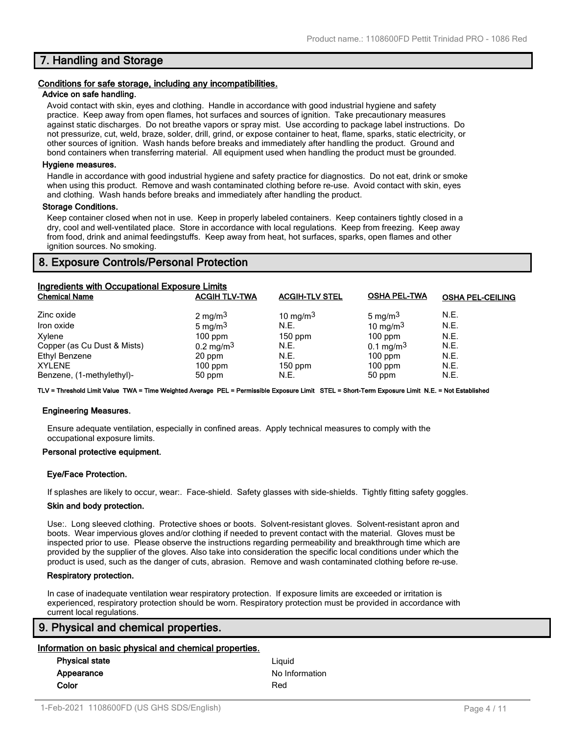## 7. Handling and Storage

### Conditions for safe storage, including any incompatibilities.

**Advice on safe handling.**

Avoid contact with skin, eyes and clothing. Handle in accordance with good industrial hygiene and safety practice. Keep away from open flames, hot surfaces and sources of ignition. Take precautionary measures against static discharges. Do not breathe vapors or spray mist. Use according to package label instructions. Do not pressurize, cut, weld, braze, solder, drill, grind, or expose container to heat, flame, sparks, static electricity, or other sources of ignition. Wash hands before breaks and immediately after handling the product. Ground and bond containers when transferring material. All equipment used when handling the product must be grounded.

**Hygiene measures.**

Handle in accordance with good industrial hygiene and safety practice for diagnostics. Do not eat, drink or smoke when using this product. Remove and wash contaminated clothing before re-use. Avoid contact with skin, eyes and clothing. Wash hands before breaks and immediately after handling the product.

**Storage Conditions.**

Keep container closed when not in use. Keep in properly labeled containers. Keep containers tightly closed in a dry, cool and well-ventilated place. Store in accordance with local regulations. Keep from freezing. Keep away from food, drink and animal feedingstuffs. Keep away from heat, hot surfaces, sparks, open flames and other ignition sources. No smoking.

## 8. Exposure Controls/Personal Protection

### Ingredients with Occupational Exposure Limits

| Chemical Name | ACGIH TLV-TWA | ACGIH-TLV STEL | OSHA PEL-TWA | OSHA PEL-CEILING |
|---|---|---|---|---|
| Zinc oxide | 2 $mg/m^3$ | 10 $mg/m^3$ | 5 $mg/m^3$ | N.E. |
| Iron oxide | 5 $mg/m^3$ | N.E. | 10 $mg/m^3$ | N.E. |
| Xylene | 100 ppm | 150 ppm | 100 ppm | N.E. |
| Copper (as Cu Dust & Mists) | 0.2 $mg/m^3$ | N.E. | 0.1 $mg/m^3$ | N.E. |
| Ethyl Benzene | 20 ppm | N.E. | 100 ppm | N.E. |
| XYLENE | 100 ppm | 150 ppm | 100 ppm | N.E. |
| Benzene, (1-methylethyl)- | 50 ppm | N.E. | 50 ppm | N.E. |

**TLV = Threshold Limit Value TWA = Time Weighted Average PEL = Permissible Exposure Limit STEL = Short-Term Exposure Limit N.E. = Not Established**

**Engineering Measures.**

Ensure adequate ventilation, especially in confined areas. Apply technical measures to comply with the occupational exposure limits.

**Personal protective equipment.**

**Eye/Face Protection.**

If splashes are likely to occur, wear:. Face-shield. Safety glasses with side-shields. Tightly fitting safety goggles.

**Skin and body protection.**

Use:. Long sleeved clothing. Protective shoes or boots. Solvent-resistant gloves. Solvent-resistant apron and boots. Wear impervious gloves and/or clothing if needed to prevent contact with the material. Gloves must be inspected prior to use. Please observe the instructions regarding permeability and breakthrough time which are provided by the supplier of the gloves. Also take into consideration the specific local conditions under which the product is used, such as the danger of cuts, abrasion. Remove and wash contaminated clothing before re-use.

**Respiratory protection.**

In case of inadequate ventilation wear respiratory protection. If exposure limits are exceeded or irritation is experienced, respiratory protection should be worn. Respiratory protection must be provided in accordance with current local regulations.

## 9. Physical and chemical properties.

### Information on basic physical and chemical properties.

| | |
|---|---|
| **Physical state** | Liquid |
| **Appearance** | No Information |
| **Color** | Red |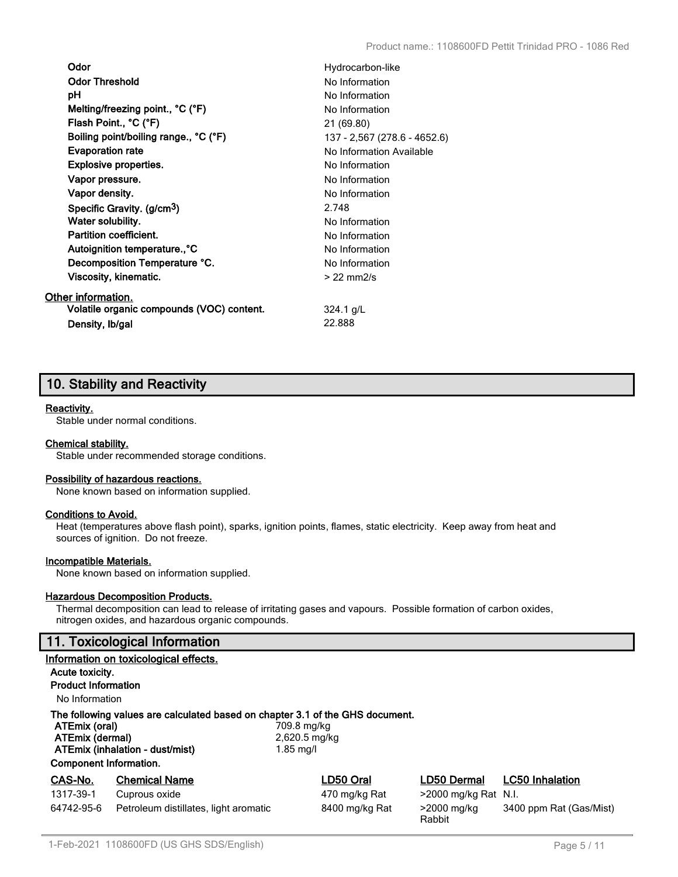| | |
|---|---|
| **Odor** | Hydrocarbon-like |
| **Odor Threshold** | No Information |
| **pH** | No Information |
| **Melting/freezing point., °C (°F)** | No Information |
| **Flash Point., °C (°F)** | 21 (69.80) |
| **Boiling point/boiling range., °C (°F)** | 137 - 2,567 (278.6 - 4652.6) |
| **Evaporation rate** | No Information Available |
| **Explosive properties.** | No Information |
| **Vapor pressure.** | No Information |
| **Vapor density.** | No Information |
| **Specific Gravity. (g/cm$^3$)** | 2.748 |
| **Water solubility.** | No Information |
| **Partition coefficient.** | No Information |
| **Autoignition temperature.,°C** | No Information |
| **Decomposition Temperature °C.** | No Information |
| **Viscosity, kinematic.** | > 22 mm2/s |

**Other information.**

| | |
|---|---|
| **Volatile organic compounds (VOC) content.** | 324.1 g/L |
| **Density, lb/gal** | 22.888 |

## 10. Stability and Reactivity

**Reactivity.**

Stable under normal conditions.

**Chemical stability.**

Stable under recommended storage conditions.

**Possibility of hazardous reactions.**

None known based on information supplied.

**Conditions to Avoid.**

Heat (temperatures above flash point), sparks, ignition points, flames, static electricity. Keep away from heat and sources of ignition. Do not freeze.

**Incompatible Materials.**

None known based on information supplied.

**Hazardous Decomposition Products.**

Thermal decomposition can lead to release of irritating gases and vapours. Possible formation of carbon oxides, nitrogen oxides, and hazardous organic compounds.

## 11. Toxicological Information

**Information on toxicological effects.**

**Acute toxicity.**

**Product Information**

No Information

**The following values are calculated based on chapter 3.1 of the GHS document.**

| | |
|---|---|
| **ATEmix (oral)** | 709.8 mg/kg |
| **ATEmix (dermal)** | 2,620.5 mg/kg |
| **ATEmix (inhalation - dust/mist)** | 1.85 mg/l |

**Component Information.**

| CAS-No. | Chemical Name | LD50 Oral | LD50 Dermal | LC50 Inhalation |
|---|---|---|---|---|
| 1317-39-1 | Cuprous oxide | 470 mg/kg Rat | >2000 mg/kg Rat | N.I. |
| 64742-95-6 | Petroleum distillates, light aromatic | 8400 mg/kg Rat | >2000 mg/kg Rabbit | 3400 ppm Rat (Gas/Mist) |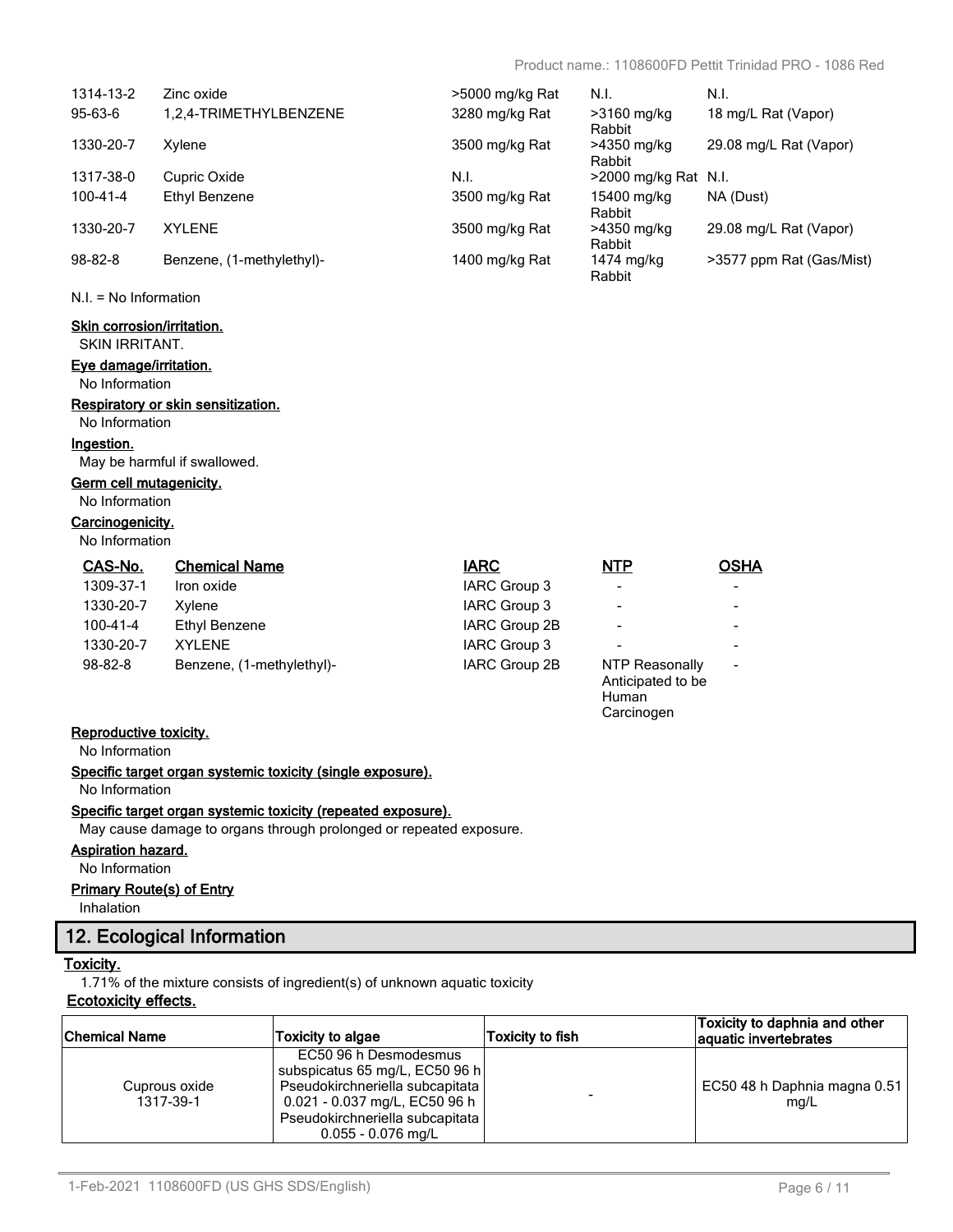| | | | | |
|---|---|---|---|---|
| 1314-13-2 | Zinc oxide | >5000 mg/kg Rat | N.I. | N.I. |
| 95-63-6 | 1,2,4-TRIMETHYLBENZENE | 3280 mg/kg Rat | >3160 mg/kg Rabbit | 18 mg/L Rat (Vapor) |
| 1330-20-7 | Xylene | 3500 mg/kg Rat | >4350 mg/kg Rabbit | 29.08 mg/L Rat (Vapor) |
| 1317-38-0 | Cupric Oxide | N.I. | >2000 mg/kg Rat | N.I. |
| 100-41-4 | Ethyl Benzene | 3500 mg/kg Rat | 15400 mg/kg Rabbit | NA (Dust) |
| 1330-20-7 | XYLENE | 3500 mg/kg Rat | >4350 mg/kg Rabbit | 29.08 mg/L Rat (Vapor) |
| 98-82-8 | Benzene, (1-methylethyl)- | 1400 mg/kg Rat | 1474 mg/kg Rabbit | >3577 ppm Rat (Gas/Mist) |

N.I. = No Information

**Skin corrosion/irritation.**
SKIN IRRITANT.

**Eye damage/irritation.**
No Information

**Respiratory or skin sensitization.**
No Information

**Ingestion.**
May be harmful if swallowed.

**Germ cell mutagenicity.**
No Information

**Carcinogenicity.**
No Information

| CAS-No. | Chemical Name | IARC | NTP | OSHA |
|---|---|---|---|---|
| 1309-37-1 | Iron oxide | IARC Group 3 | - | - |
| 1330-20-7 | Xylene | IARC Group 3 | - | - |
| 100-41-4 | Ethyl Benzene | IARC Group 2B | - | - |
| 1330-20-7 | XYLENE | IARC Group 3 | - | - |
| 98-82-8 | Benzene, (1-methylethyl)- | IARC Group 2B | NTP Reasonally Anticipated to be Human Carcinogen | - |

**Reproductive toxicity.**
No Information

**Specific target organ systemic toxicity (single exposure).**
No Information

**Specific target organ systemic toxicity (repeated exposure).**
May cause damage to organs through prolonged or repeated exposure.

**Aspiration hazard.**
No Information

**Primary Route(s) of Entry**
Inhalation

## 12. Ecological Information

**Toxicity.**
1.71% of the mixture consists of ingredient(s) of unknown aquatic toxicity

**Ecotoxicity effects.**

| Chemical Name | Toxicity to algae | Toxicity to fish | Toxicity to daphnia and other aquatic invertebrates |
|---|---|---|---|
| Cuprous oxide 1317-39-1 | EC50 96 h Desmodesmus subspicatus 65 mg/L, EC50 96 h Pseudokirchneriella subcapitata 0.021 - 0.037 mg/L, EC50 96 h Pseudokirchneriella subcapitata 0.055 - 0.076 mg/L | - | EC50 48 h Daphnia magna 0.51 mg/L |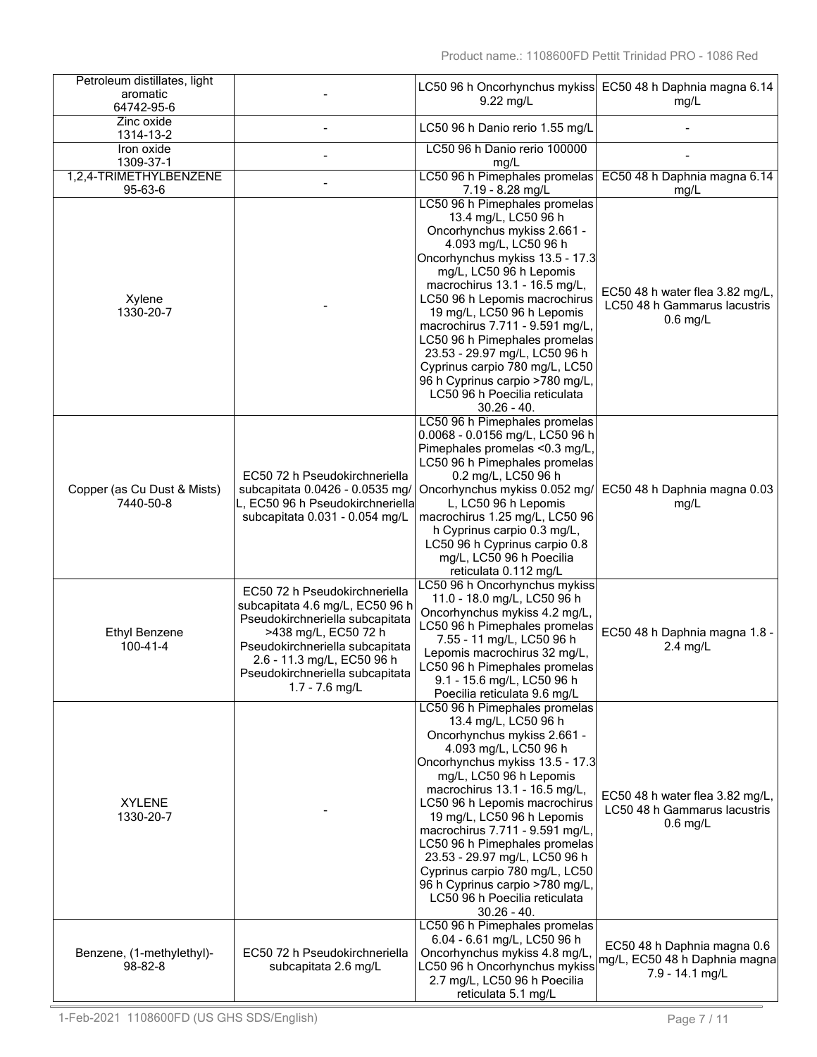| | | | |
|---|---|---|---|
| Petroleum distillates, light aromatic<br>64742-95-6 | - | LC50 96 h Oncorhynchus mykiss 9.22 mg/L | EC50 48 h Daphnia magna 6.14 mg/L |
| Zinc oxide<br>1314-13-2 | - | LC50 96 h Danio rerio 1.55 mg/L | - |
| Iron oxide<br>1309-37-1 | - | LC50 96 h Danio rerio 100000 mg/L | - |
| 1,2,4-TRIMETHYLBENZENE<br>95-63-6 | - | LC50 96 h Pimephales promelas 7.19 - 8.28 mg/L | EC50 48 h Daphnia magna 6.14 mg/L |
| Xylene<br>1330-20-7 | - | LC50 96 h Pimephales promelas 13.4 mg/L, LC50 96 h Oncorhynchus mykiss 2.661 - 4.093 mg/L, LC50 96 h Oncorhynchus mykiss 13.5 - 17.3 mg/L, LC50 96 h Lepomis macrochirus 13.1 - 16.5 mg/L, LC50 96 h Lepomis macrochirus 19 mg/L, LC50 96 h Lepomis macrochirus 7.711 - 9.591 mg/L, LC50 96 h Pimephales promelas 23.53 - 29.97 mg/L, LC50 96 h Cyprinus carpio 780 mg/L, LC50 96 h Cyprinus carpio >780 mg/L, LC50 96 h Poecilia reticulata 30.26 - 40. | EC50 48 h water flea 3.82 mg/L, LC50 48 h Gammarus lacustris 0.6 mg/L |
| Copper (as Cu Dust & Mists)<br>7440-50-8 | EC50 72 h Pseudokirchneriella subcapitata 0.0426 - 0.0535 mg/L, EC50 96 h Pseudokirchneriella subcapitata 0.031 - 0.054 mg/L | LC50 96 h Pimephales promelas 0.0068 - 0.0156 mg/L, LC50 96 h Pimephales promelas <0.3 mg/L, LC50 96 h Pimephales promelas 0.2 mg/L, LC50 96 h Oncorhynchus mykiss 0.052 mg/L, LC50 96 h Lepomis macrochirus 1.25 mg/L, LC50 96 h Cyprinus carpio 0.3 mg/L, LC50 96 h Cyprinus carpio 0.8 mg/L, LC50 96 h Poecilia reticulata 0.112 mg/L | EC50 48 h Daphnia magna 0.03 mg/L |
| Ethyl Benzene<br>100-41-4 | EC50 72 h Pseudokirchneriella subcapitata 4.6 mg/L, EC50 96 h Pseudokirchneriella subcapitata >438 mg/L, EC50 72 h Pseudokirchneriella subcapitata 2.6 - 11.3 mg/L, EC50 96 h Pseudokirchneriella subcapitata 1.7 - 7.6 mg/L | LC50 96 h Oncorhynchus mykiss 11.0 - 18.0 mg/L, LC50 96 h Oncorhynchus mykiss 4.2 mg/L, LC50 96 h Pimephales promelas 7.55 - 11 mg/L, LC50 96 h Lepomis macrochirus 32 mg/L, LC50 96 h Pimephales promelas 9.1 - 15.6 mg/L, LC50 96 h Poecilia reticulata 9.6 mg/L | EC50 48 h Daphnia magna 1.8 - 2.4 mg/L |
| XYLENE<br>1330-20-7 | - | LC50 96 h Pimephales promelas 13.4 mg/L, LC50 96 h Oncorhynchus mykiss 2.661 - 4.093 mg/L, LC50 96 h Oncorhynchus mykiss 13.5 - 17.3 mg/L, LC50 96 h Lepomis macrochirus 13.1 - 16.5 mg/L, LC50 96 h Lepomis macrochirus 19 mg/L, LC50 96 h Lepomis macrochirus 7.711 - 9.591 mg/L, LC50 96 h Pimephales promelas 23.53 - 29.97 mg/L, LC50 96 h Cyprinus carpio 780 mg/L, LC50 96 h Cyprinus carpio >780 mg/L, LC50 96 h Poecilia reticulata 30.26 - 40. | EC50 48 h water flea 3.82 mg/L, LC50 48 h Gammarus lacustris 0.6 mg/L |
| Benzene, (1-methylethyl)-<br>98-82-8 | EC50 72 h Pseudokirchneriella subcapitata 2.6 mg/L | LC50 96 h Pimephales promelas 6.04 - 6.61 mg/L, LC50 96 h Oncorhynchus mykiss 4.8 mg/L, LC50 96 h Oncorhynchus mykiss 2.7 mg/L, LC50 96 h Poecilia reticulata 5.1 mg/L | EC50 48 h Daphnia magna 0.6 mg/L, EC50 48 h Daphnia magna 7.9 - 14.1 mg/L |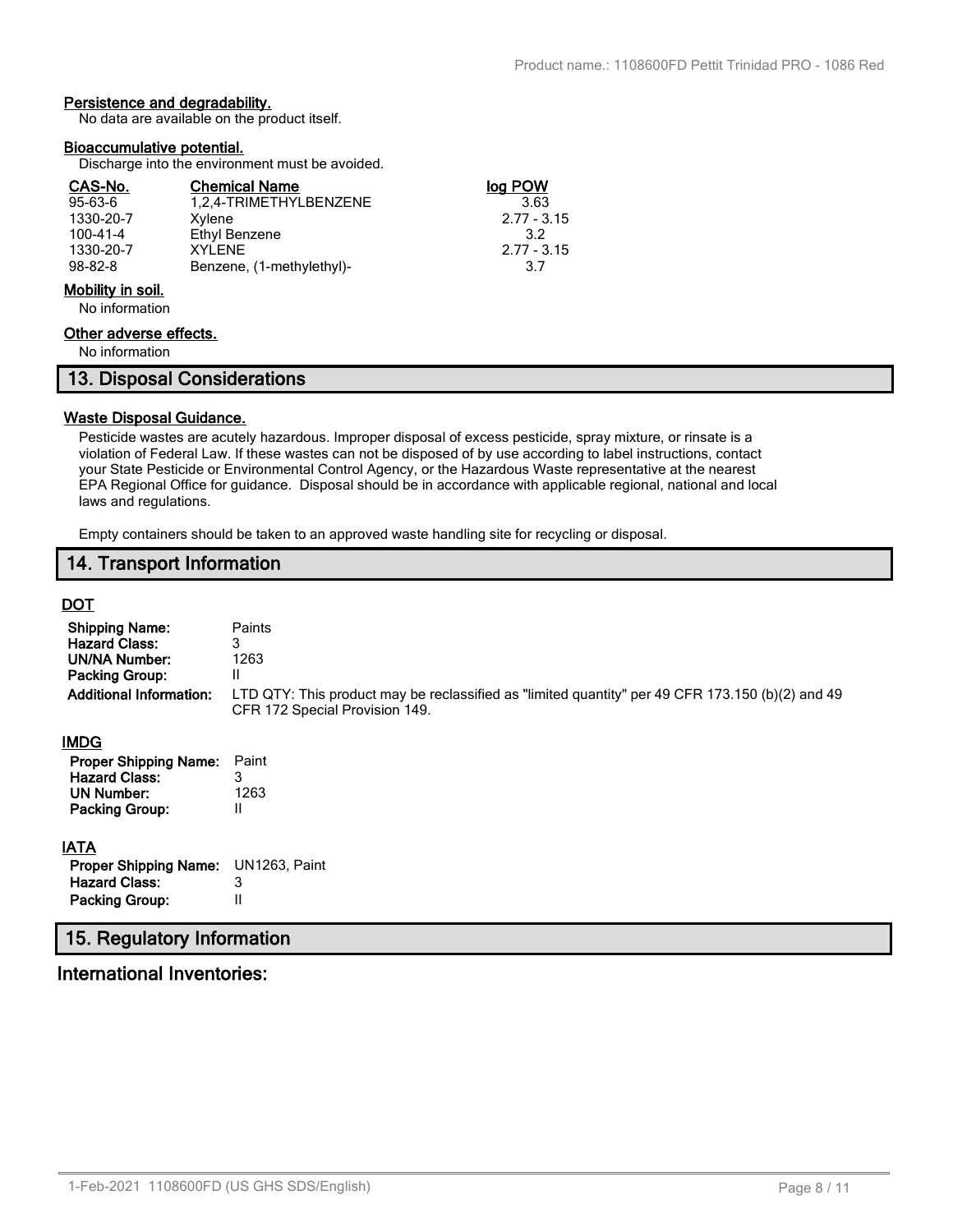#### Persistence and degradability.

No data are available on the product itself.

#### Bioaccumulative potential.

Discharge into the environment must be avoided.

| CAS-No. | Chemical Name | log POW |
| --- | --- | --- |
| 95-63-6 | 1,2,4-TRIMETHYLBENZENE | 3.63 |
| 1330-20-7 | Xylene | 2.77 - 3.15 |
| 100-41-4 | Ethyl Benzene | 3.2 |
| 1330-20-7 | XYLENE | 2.77 - 3.15 |
| 98-82-8 | Benzene, (1-methylethyl)- | 3.7 |

#### Mobility in soil.

No information

#### Other adverse effects.

No information

## 13. Disposal Considerations

#### Waste Disposal Guidance.

Pesticide wastes are acutely hazardous. Improper disposal of excess pesticide, spray mixture, or rinsate is a violation of Federal Law. If these wastes can not be disposed of by use according to label instructions, contact your State Pesticide or Environmental Control Agency, or the Hazardous Waste representative at the nearest EPA Regional Office for guidance. Disposal should be in accordance with applicable regional, national and local laws and regulations.

Empty containers should be taken to an approved waste handling site for recycling or disposal.

## 14. Transport Information

#### DOT

**Shipping Name:** Paints
**Hazard Class:** 3
**UN/NA Number:** 1263
**Packing Group:** II
**Additional Information:** LTD QTY: This product may be reclassified as "limited quantity" per 49 CFR 173.150 (b)(2) and 49 CFR 172 Special Provision 149.

#### IMDG

**Proper Shipping Name:** Paint
**Hazard Class:** 3
**UN Number:** 1263
**Packing Group:** II

#### IATA

**Proper Shipping Name:** UN1263, Paint
**Hazard Class:** 3
**Packing Group:** II

## 15. Regulatory Information

### International Inventories: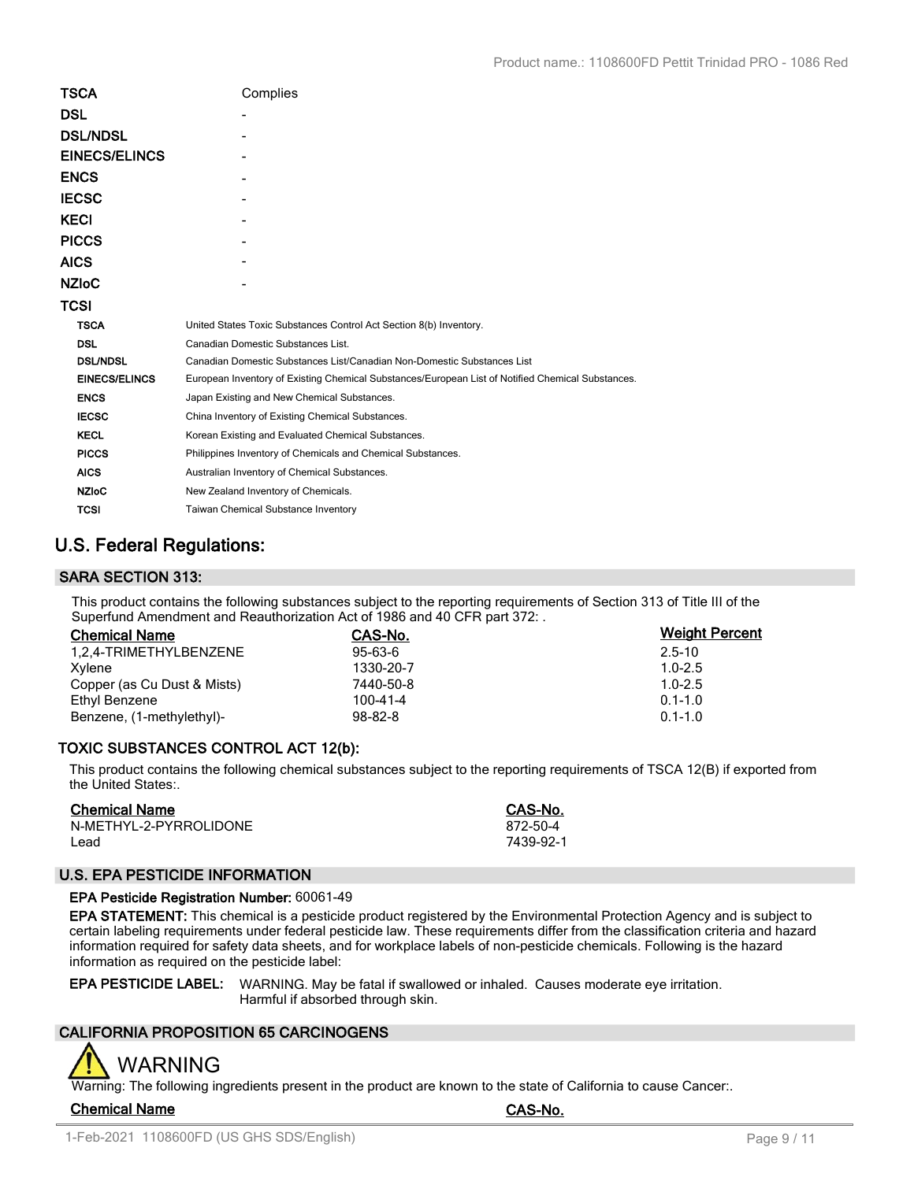| | |
|---|---|
| **TSCA** | Complies |
| **DSL** | - |
| **DSL/NDSL** | - |
| **EINECS/ELINCS** | - |
| **ENCS** | - |
| **IECSC** | - |
| **KECI** | - |
| **PICCS** | - |
| **AICS** | - |
| **NZIoC** | - |
| **TCSI** | |

| | |
|---|---|
| **TSCA** | United States Toxic Substances Control Act Section 8(b) Inventory. |
| **DSL** | Canadian Domestic Substances List. |
| **DSL/NDSL** | Canadian Domestic Substances List/Canadian Non-Domestic Substances List |
| **EINECS/ELINCS** | European Inventory of Existing Chemical Substances/European List of Notified Chemical Substances. |
| **ENCS** | Japan Existing and New Chemical Substances. |
| **IECSC** | China Inventory of Existing Chemical Substances. |
| **KECL** | Korean Existing and Evaluated Chemical Substances. |
| **PICCS** | Philippines Inventory of Chemicals and Chemical Substances. |
| **AICS** | Australian Inventory of Chemical Substances. |
| **NZIoC** | New Zealand Inventory of Chemicals. |
| **TCSI** | Taiwan Chemical Substance Inventory |

## U.S. Federal Regulations:

### SARA SECTION 313:

This product contains the following substances subject to the reporting requirements of Section 313 of Title III of the Superfund Amendment and Reauthorization Act of 1986 and 40 CFR part 372: .

| Chemical Name | CAS-No. | Weight Percent |
|---|---|---|
| 1,2,4-TRIMETHYLBENZENE | 95-63-6 | 2.5-10 |
| Xylene | 1330-20-7 | 1.0-2.5 |
| Copper (as Cu Dust & Mists) | 7440-50-8 | 1.0-2.5 |
| Ethyl Benzene | 100-41-4 | 0.1-1.0 |
| Benzene, (1-methylethyl)- | 98-82-8 | 0.1-1.0 |

### TOXIC SUBSTANCES CONTROL ACT 12(b):

This product contains the following chemical substances subject to the reporting requirements of TSCA 12(B) if exported from the United States:.

| Chemical Name | CAS-No. |
|---|---|
| N-METHYL-2-PYRROLIDONE | 872-50-4 |
| Lead | 7439-92-1 |

### U.S. EPA PESTICIDE INFORMATION

**EPA Pesticide Registration Number:** 60061-49

**EPA STATEMENT:** This chemical is a pesticide product registered by the Environmental Protection Agency and is subject to certain labeling requirements under federal pesticide law. These requirements differ from the classification criteria and hazard information required for safety data sheets, and for workplace labels of non-pesticide chemicals. Following is the hazard information as required on the pesticide label:

**EPA PESTICIDE LABEL:** WARNING. May be fatal if swallowed or inhaled. Causes moderate eye irritation. Harmful if absorbed through skin.

### CALIFORNIA PROPOSITION 65 CARCINOGENS

WARNING

Warning: The following ingredients present in the product are known to the state of California to cause Cancer:.

| Chemical Name | CAS-No. |
|---|---|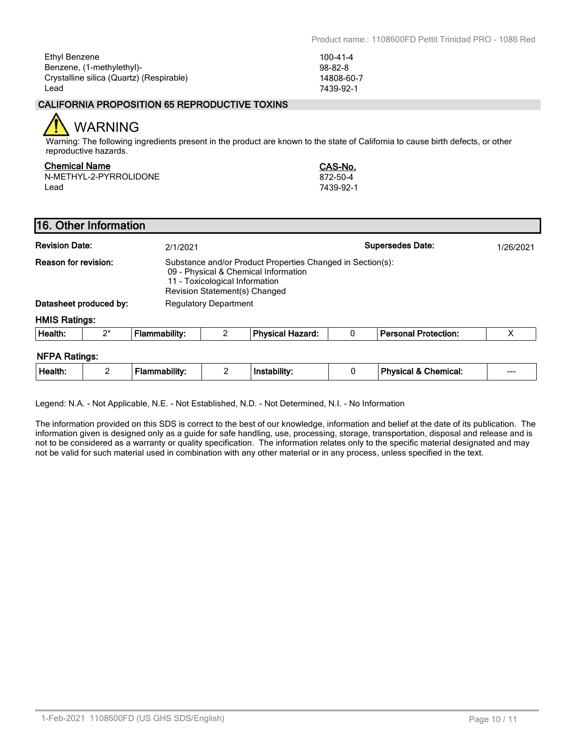| | |
|---|---|
| Ethyl Benzene | 100-41-4 |
| Benzene, (1-methylethyl)- | 98-82-8 |
| Crystalline silica (Quartz) (Respirable) | 14808-60-7 |
| Lead | 7439-92-1 |

### CALIFORNIA PROPOSITION 65 REPRODUCTIVE TOXINS

**WARNING**

Warning: The following ingredients present in the product are known to the state of California to cause birth defects, or other reproductive hazards.

| Chemical Name | CAS-No. |
|---|---|
| N-METHYL-2-PYRROLIDONE | 872-50-4 |
| Lead | 7439-92-1 |

## 16. Other Information

**Revision Date:** 2/1/2021

**Supersedes Date:** 1/26/2021

**Reason for revision:** Substance and/or Product Properties Changed in Section(s):
09 - Physical & Chemical Information
11 - Toxicological Information
Revision Statement(s) Changed

**Datasheet produced by:** Regulatory Department

**HMIS Ratings:**

| Health: | 2* | Flammability: | 2 | Physical Hazard: | 0 | Personal Protection: | X |
|---|---|---|---|---|---|---|---|

**NFPA Ratings:**

| Health: | 2 | Flammability: | 2 | Instability: | 0 | Physical & Chemical: | --- |
|---|---|---|---|---|---|---|---|

Legend: N.A. - Not Applicable, N.E. - Not Established, N.D. - Not Determined, N.I. - No Information

The information provided on this SDS is correct to the best of our knowledge, information and belief at the date of its publication. The information given is designed only as a guide for safe handling, use, processing, storage, transportation, disposal and release and is not to be considered as a warranty or quality specification. The information relates only to the specific material designated and may not be valid for such material used in combination with any other material or in any process, unless specified in the text.